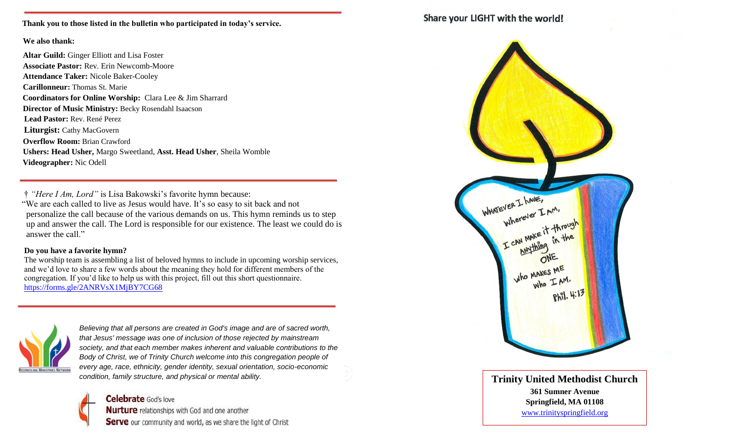**Thank you to those listed in the bulletin who participated in today's service.**

**We also thank:**

**Altar Guild:** Ginger Elliott and Lisa Foster
**Associate Pastor:** Rev. Erin Newcomb-Moore
**Attendance Taker:** Nicole Baker-Cooley
**Carillonneur:** Thomas St. Marie
**Coordinators for Online Worship:** Clara Lee & Jim Sharrard
**Director of Music Ministry:** Becky Rosendahl Isaacson
**Lead Pastor:** Rev. René Perez
**Liturgist:** Cathy MacGovern
**Overflow Room:** Brian Crawford
**Ushers: Head Usher,** Margo Sweetland, **Asst. Head Usher**, Sheila Womble
**Videographer:** Nic Odell

† *"Here I Am, Lord"* is Lisa Bakowski's favorite hymn because:
"We are each called to live as Jesus would have. It's so easy to sit back and not personalize the call because of the various demands on us. This hymn reminds us to step up and answer the call. The Lord is responsible for our existence. The least we could do is answer the call."

**Do you have a favorite hymn?**
The worship team is assembling a list of beloved hymns to include in upcoming worship services, and we'd love to share a few words about the meaning they hold for different members of the congregation. If you'd like to help us with this project, fill out this short questionnaire. https://forms.gle/2ANRVsX1MjBY7CG68

RECONCILING MINISTRIES NETWORK

*Believing that all persons are created in God's image and are of sacred worth, that Jesus' message was one of inclusion of those rejected by mainstream society, and that each member makes inherent and valuable contributions to the Body of Christ, we of Trinity Church welcome into this congregation people of every age, race, ethnicity, gender identity, sexual orientation, socio-economic condition, family structure, and physical or mental ability.*

**Celebrate** God's love
**Nurture** relationships with God and one another
**Serve** our community and world, as we share the light of Christ

Share your LIGHT with the world!

WHATEVER I have, wherever I AM, I CAN MAKE it through Anything in the ONE who MAKES ME who I AM. Phil. 4:13

**Trinity United Methodist Church**
**361 Sumner Avenue**
**Springfield, MA 01108**
www.trinityspringfield.org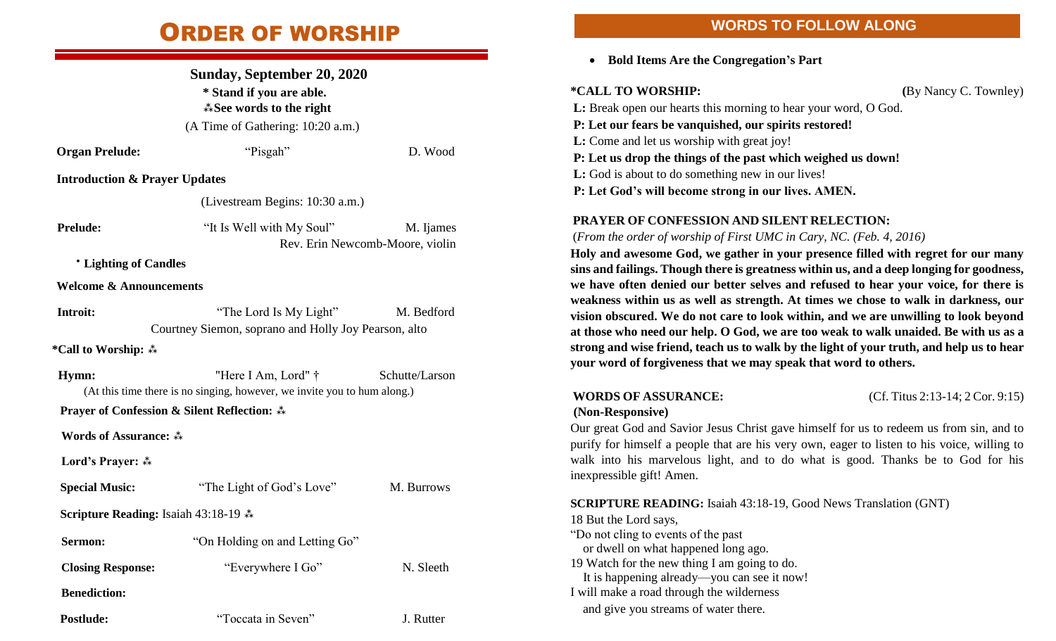# ORDER OF WORSHIP

**Sunday, September 20, 2020**

**\* Stand if you are able.**

**⁂See words to the right**

(A Time of Gathering: 10:20 a.m.)

**Organ Prelude:** "Pisgah" D. Wood

**Introduction & Prayer Updates**

(Livestream Begins: 10:30 a.m.)

**Prelude:** "It Is Well with My Soul" M. Ijames
Rev. Erin Newcomb-Moore, violin

**• Lighting of Candles**

**Welcome & Announcements**

**Introit:** "The Lord Is My Light" M. Bedford
Courtney Siemon, soprano and Holly Joy Pearson, alto

**\*Call to Worship:** ⁂

**Hymn:** "Here I Am, Lord" † Schutte/Larson
(At this time there is no singing, however, we invite you to hum along.)

**Prayer of Confession & Silent Reflection:** ⁂

**Words of Assurance:** ⁂

**Lord's Prayer:** ⁂

**Special Music:** "The Light of God's Love" M. Burrows

**Scripture Reading:** Isaiah 43:18-19 ⁂

**Sermon:** "On Holding on and Letting Go"

**Closing Response:** "Everywhere I Go" N. Sleeth

**Benediction:**

**Postlude:** "Toccata in Seven" J. Rutter

## WORDS TO FOLLOW ALONG

- **Bold Items Are the Congregation's Part**

**\*CALL TO WORSHIP:** **(**By Nancy C. Townley)

**L:** Break open our hearts this morning to hear your word, O God.
**P: Let our fears be vanquished, our spirits restored!**
**L:** Come and let us worship with great joy!
**P: Let us drop the things of the past which weighed us down!**
**L:** God is about to do something new in our lives!
**P: Let God's will become strong in our lives. AMEN.**

**PRAYER OF CONFESSION AND SILENT RELECTION:**

(*From the order of worship of First UMC in Cary, NC. (Feb. 4, 2016)*

**Holy and awesome God, we gather in your presence filled with regret for our many sins and failings. Though there is greatness within us, and a deep longing for goodness, we have often denied our better selves and refused to hear your voice, for there is weakness within us as well as strength. At times we chose to walk in darkness, our vision obscured. We do not care to look within, and we are unwilling to look beyond at those who need our help. O God, we are too weak to walk unaided. Be with us as a strong and wise friend, teach us to walk by the light of your truth, and help us to hear your word of forgiveness that we may speak that word to others.**

**WORDS OF ASSURANCE:** (Cf. Titus 2:13-14; 2 Cor. 9:15)
**(Non-Responsive)**

Our great God and Savior Jesus Christ gave himself for us to redeem us from sin, and to purify for himself a people that are his very own, eager to listen to his voice, willing to walk into his marvelous light, and to do what is good. Thanks be to God for his inexpressible gift! Amen.

**SCRIPTURE READING:** Isaiah 43:18-19, Good News Translation (GNT)

18 But the Lord says,
"Do not cling to events of the past
or dwell on what happened long ago.
19 Watch for the new thing I am going to do.
It is happening already—you can see it now!
I will make a road through the wilderness
and give you streams of water there.